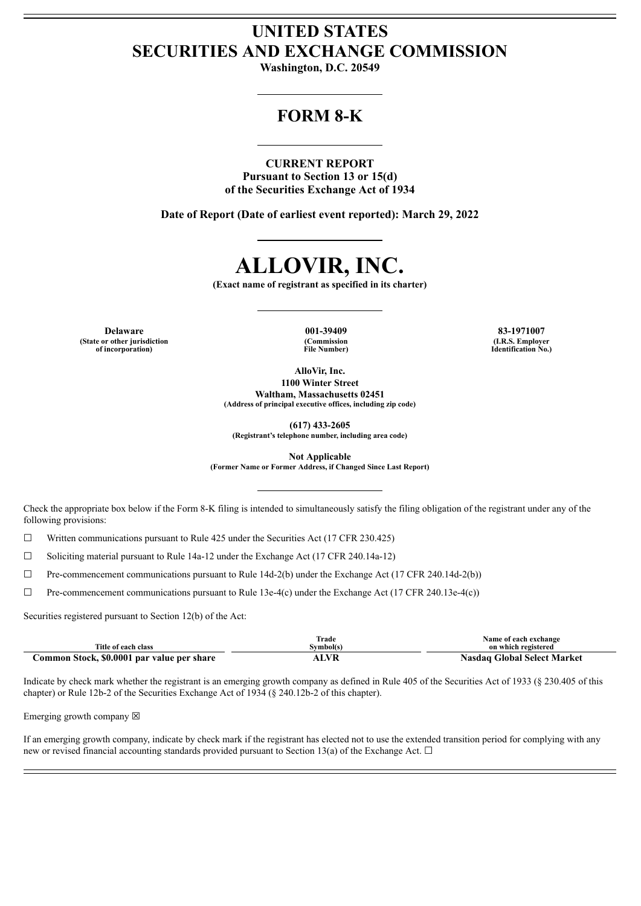# UNITED STATES
# SECURITIES AND EXCHANGE COMMISSION

**Washington, D.C. 20549**

## FORM 8-K

**CURRENT REPORT**
**Pursuant to Section 13 or 15(d)**
**of the Securities Exchange Act of 1934**

**Date of Report (Date of earliest event reported): March 29, 2022**

# ALLOVIR, INC.

**(Exact name of registrant as specified in its charter)**

| Delaware | 001-39409 | 83-1971007 |
|---|---|---|
| (State or other jurisdiction of incorporation) | (Commission File Number) | (I.R.S. Employer Identification No.) |

**AlloVir, Inc.**
**1100 Winter Street**
**Waltham, Massachusetts 02451**
**(Address of principal executive offices, including zip code)**

**(617) 433-2605**
**(Registrant's telephone number, including area code)**

**Not Applicable**
**(Former Name or Former Address, if Changed Since Last Report)**

Check the appropriate box below if the Form 8-K filing is intended to simultaneously satisfy the filing obligation of the registrant under any of the following provisions:

☐ Written communications pursuant to Rule 425 under the Securities Act (17 CFR 230.425)

☐ Soliciting material pursuant to Rule 14a-12 under the Exchange Act (17 CFR 240.14a-12)

☐ Pre-commencement communications pursuant to Rule 14d-2(b) under the Exchange Act (17 CFR 240.14d-2(b))

☐ Pre-commencement communications pursuant to Rule 13e-4(c) under the Exchange Act (17 CFR 240.13e-4(c))

Securities registered pursuant to Section 12(b) of the Act:

| Title of each class | Trade Symbol(s) | Name of each exchange on which registered |
|---|---|---|
| **Common Stock, $0.0001 par value per share** | **ALVR** | **Nasdaq Global Select Market** |

Indicate by check mark whether the registrant is an emerging growth company as defined in Rule 405 of the Securities Act of 1933 (§ 230.405 of this chapter) or Rule 12b-2 of the Securities Exchange Act of 1934 (§ 240.12b-2 of this chapter).

Emerging growth company ☒

If an emerging growth company, indicate by check mark if the registrant has elected not to use the extended transition period for complying with any new or revised financial accounting standards provided pursuant to Section 13(a) of the Exchange Act. ☐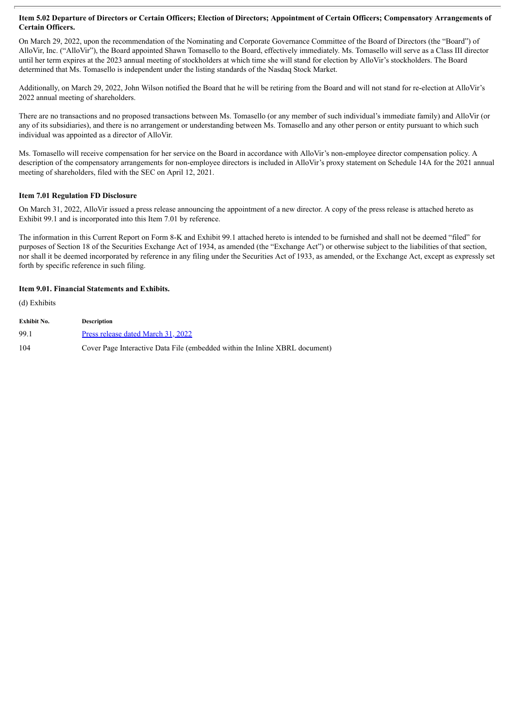### Item 5.02 Departure of Directors or Certain Officers; Election of Directors; Appointment of Certain Officers; Compensatory Arrangements of Certain Officers.

On March 29, 2022, upon the recommendation of the Nominating and Corporate Governance Committee of the Board of Directors (the "Board") of AlloVir, Inc. ("AlloVir"), the Board appointed Shawn Tomasello to the Board, effectively immediately. Ms. Tomasello will serve as a Class III director until her term expires at the 2023 annual meeting of stockholders at which time she will stand for election by AlloVir's stockholders. The Board determined that Ms. Tomasello is independent under the listing standards of the Nasdaq Stock Market.

Additionally, on March 29, 2022, John Wilson notified the Board that he will be retiring from the Board and will not stand for re-election at AlloVir's 2022 annual meeting of shareholders.

There are no transactions and no proposed transactions between Ms. Tomasello (or any member of such individual's immediate family) and AlloVir (or any of its subsidiaries), and there is no arrangement or understanding between Ms. Tomasello and any other person or entity pursuant to which such individual was appointed as a director of AlloVir.

Ms. Tomasello will receive compensation for her service on the Board in accordance with AlloVir's non-employee director compensation policy. A description of the compensatory arrangements for non-employee directors is included in AlloVir's proxy statement on Schedule 14A for the 2021 annual meeting of shareholders, filed with the SEC on April 12, 2021.

### Item 7.01 Regulation FD Disclosure

On March 31, 2022, AlloVir issued a press release announcing the appointment of a new director. A copy of the press release is attached hereto as Exhibit 99.1 and is incorporated into this Item 7.01 by reference.

The information in this Current Report on Form 8-K and Exhibit 99.1 attached hereto is intended to be furnished and shall not be deemed "filed" for purposes of Section 18 of the Securities Exchange Act of 1934, as amended (the "Exchange Act") or otherwise subject to the liabilities of that section, nor shall it be deemed incorporated by reference in any filing under the Securities Act of 1933, as amended, or the Exchange Act, except as expressly set forth by specific reference in such filing.

### Item 9.01. Financial Statements and Exhibits.

(d) Exhibits

| Exhibit No. | Description |
|---|---|
| 99.1 | Press release dated March 31, 2022 |
| 104 | Cover Page Interactive Data File (embedded within the Inline XBRL document) |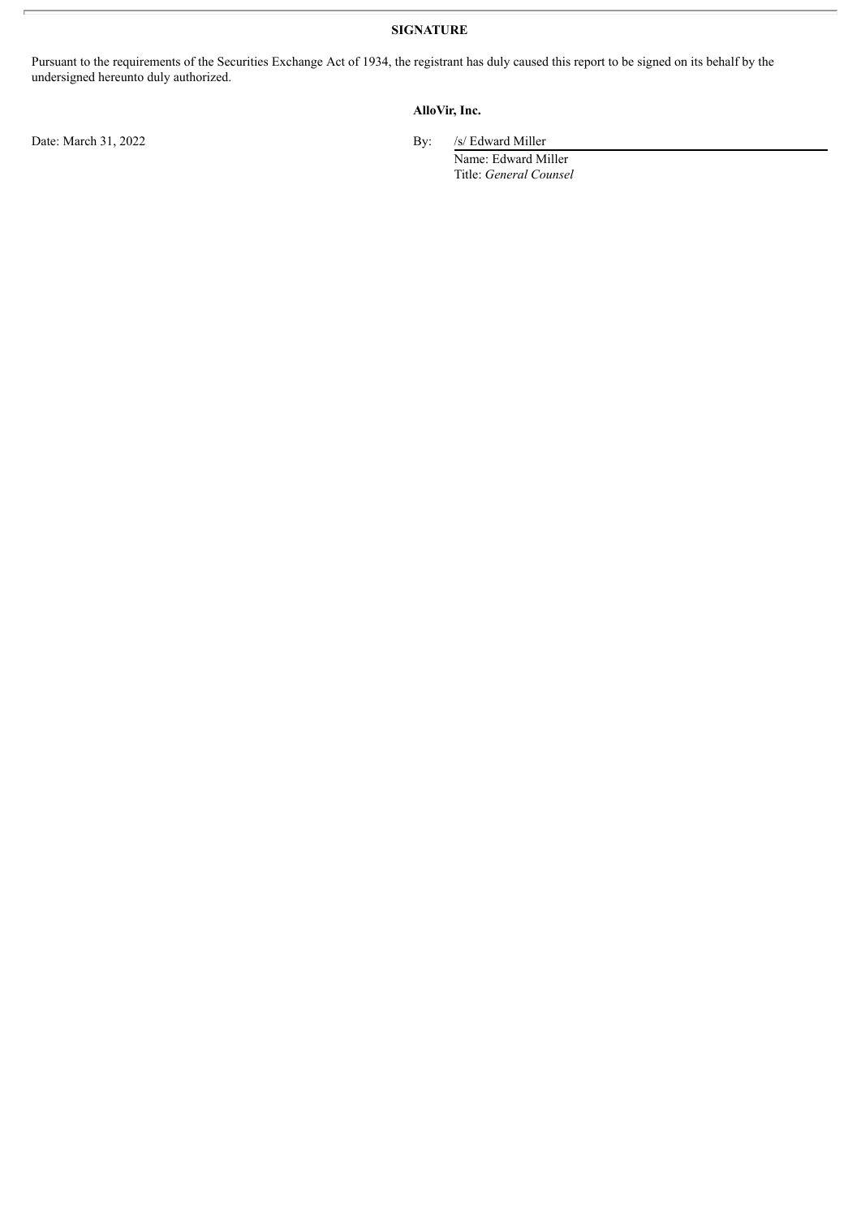**SIGNATURE**

Pursuant to the requirements of the Securities Exchange Act of 1934, the registrant has duly caused this report to be signed on its behalf by the undersigned hereunto duly authorized.

**AlloVir, Inc.**

Date: March 31, 2022

By: /s/ Edward Miller
Name: Edward Miller
Title: *General Counsel*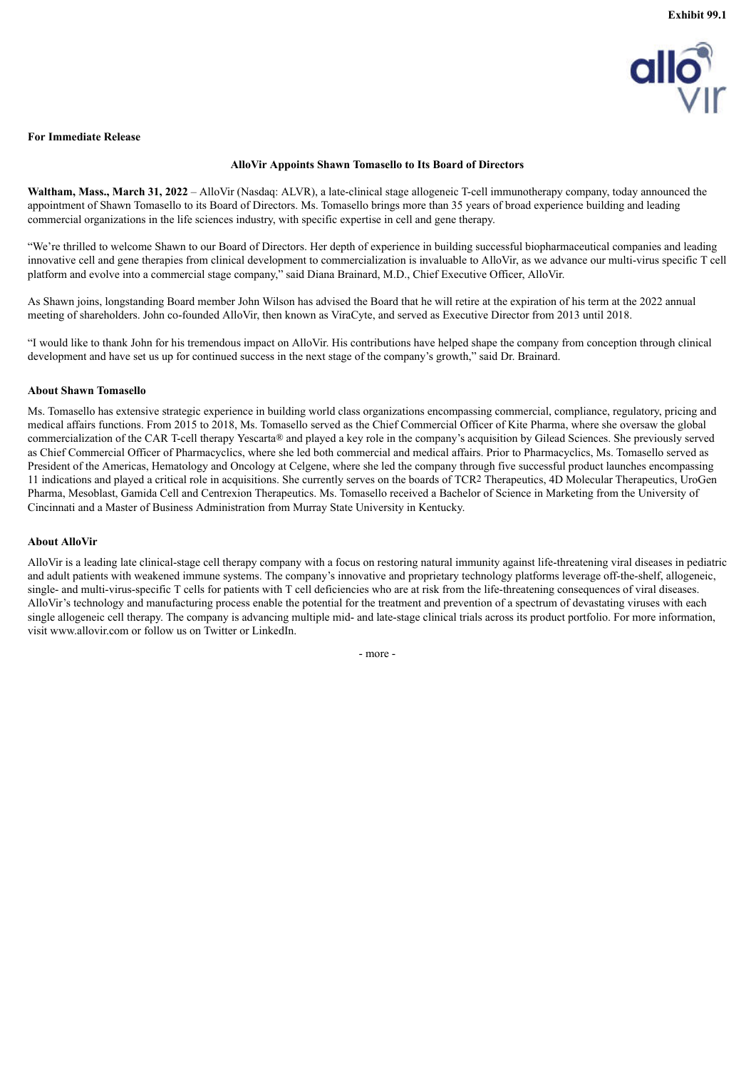Exhibit 99.1

**For Immediate Release**

**AlloVir Appoints Shawn Tomasello to Its Board of Directors**

**Waltham, Mass., March 31, 2022** – AlloVir (Nasdaq: ALVR), a late-clinical stage allogeneic T-cell immunotherapy company, today announced the appointment of Shawn Tomasello to its Board of Directors. Ms. Tomasello brings more than 35 years of broad experience building and leading commercial organizations in the life sciences industry, with specific expertise in cell and gene therapy.

"We're thrilled to welcome Shawn to our Board of Directors. Her depth of experience in building successful biopharmaceutical companies and leading innovative cell and gene therapies from clinical development to commercialization is invaluable to AlloVir, as we advance our multi-virus specific T cell platform and evolve into a commercial stage company," said Diana Brainard, M.D., Chief Executive Officer, AlloVir.

As Shawn joins, longstanding Board member John Wilson has advised the Board that he will retire at the expiration of his term at the 2022 annual meeting of shareholders. John co-founded AlloVir, then known as ViraCyte, and served as Executive Director from 2013 until 2018.

"I would like to thank John for his tremendous impact on AlloVir. His contributions have helped shape the company from conception through clinical development and have set us up for continued success in the next stage of the company's growth," said Dr. Brainard.

**About Shawn Tomasello**

Ms. Tomasello has extensive strategic experience in building world class organizations encompassing commercial, compliance, regulatory, pricing and medical affairs functions. From 2015 to 2018, Ms. Tomasello served as the Chief Commercial Officer of Kite Pharma, where she oversaw the global commercialization of the CAR T-cell therapy Yescarta® and played a key role in the company's acquisition by Gilead Sciences. She previously served as Chief Commercial Officer of Pharmacyclics, where she led both commercial and medical affairs. Prior to Pharmacyclics, Ms. Tomasello served as President of the Americas, Hematology and Oncology at Celgene, where she led the company through five successful product launches encompassing 11 indications and played a critical role in acquisitions. She currently serves on the boards of TCR2 Therapeutics, 4D Molecular Therapeutics, UroGen Pharma, Mesoblast, Gamida Cell and Centrexion Therapeutics. Ms. Tomasello received a Bachelor of Science in Marketing from the University of Cincinnati and a Master of Business Administration from Murray State University in Kentucky.

**About AlloVir**

AlloVir is a leading late clinical-stage cell therapy company with a focus on restoring natural immunity against life-threatening viral diseases in pediatric and adult patients with weakened immune systems. The company's innovative and proprietary technology platforms leverage off-the-shelf, allogeneic, single- and multi-virus-specific T cells for patients with T cell deficiencies who are at risk from the life-threatening consequences of viral diseases. AlloVir's technology and manufacturing process enable the potential for the treatment and prevention of a spectrum of devastating viruses with each single allogeneic cell therapy. The company is advancing multiple mid- and late-stage clinical trials across its product portfolio. For more information, visit www.allovir.com or follow us on Twitter or LinkedIn.

- more -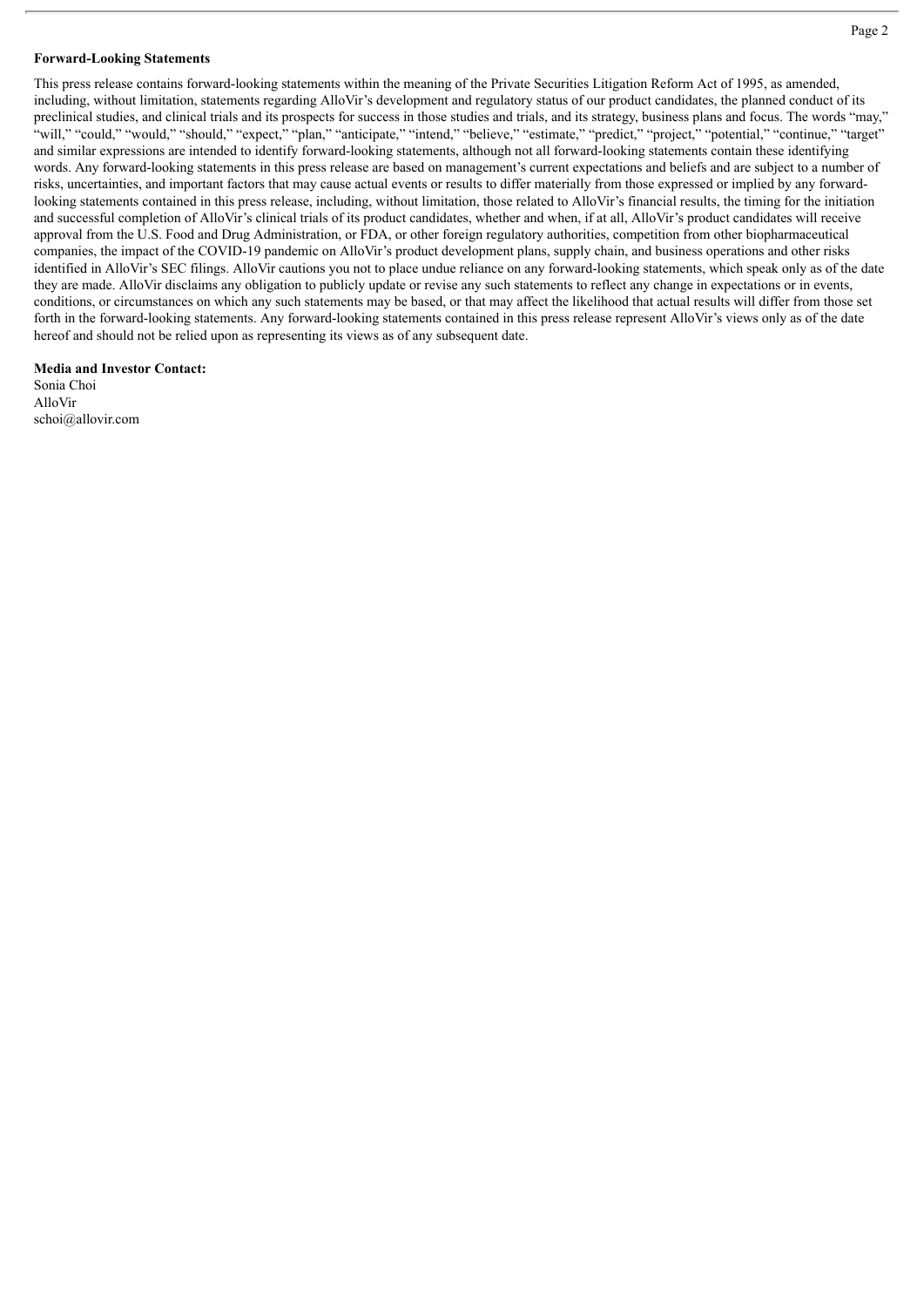**Forward-Looking Statements**

This press release contains forward-looking statements within the meaning of the Private Securities Litigation Reform Act of 1995, as amended, including, without limitation, statements regarding AlloVir's development and regulatory status of our product candidates, the planned conduct of its preclinical studies, and clinical trials and its prospects for success in those studies and trials, and its strategy, business plans and focus. The words "may," "will," "could," "would," "should," "expect," "plan," "anticipate," "intend," "believe," "estimate," "predict," "project," "potential," "continue," "target" and similar expressions are intended to identify forward-looking statements, although not all forward-looking statements contain these identifying words. Any forward-looking statements in this press release are based on management's current expectations and beliefs and are subject to a number of risks, uncertainties, and important factors that may cause actual events or results to differ materially from those expressed or implied by any forward-looking statements contained in this press release, including, without limitation, those related to AlloVir's financial results, the timing for the initiation and successful completion of AlloVir's clinical trials of its product candidates, whether and when, if at all, AlloVir's product candidates will receive approval from the U.S. Food and Drug Administration, or FDA, or other foreign regulatory authorities, competition from other biopharmaceutical companies, the impact of the COVID-19 pandemic on AlloVir's product development plans, supply chain, and business operations and other risks identified in AlloVir's SEC filings. AlloVir cautions you not to place undue reliance on any forward-looking statements, which speak only as of the date they are made. AlloVir disclaims any obligation to publicly update or revise any such statements to reflect any change in expectations or in events, conditions, or circumstances on which any such statements may be based, or that may affect the likelihood that actual results will differ from those set forth in the forward-looking statements. Any forward-looking statements contained in this press release represent AlloVir's views only as of the date hereof and should not be relied upon as representing its views as of any subsequent date.

**Media and Investor Contact:**
Sonia Choi
AlloVir
schoi@allovir.com